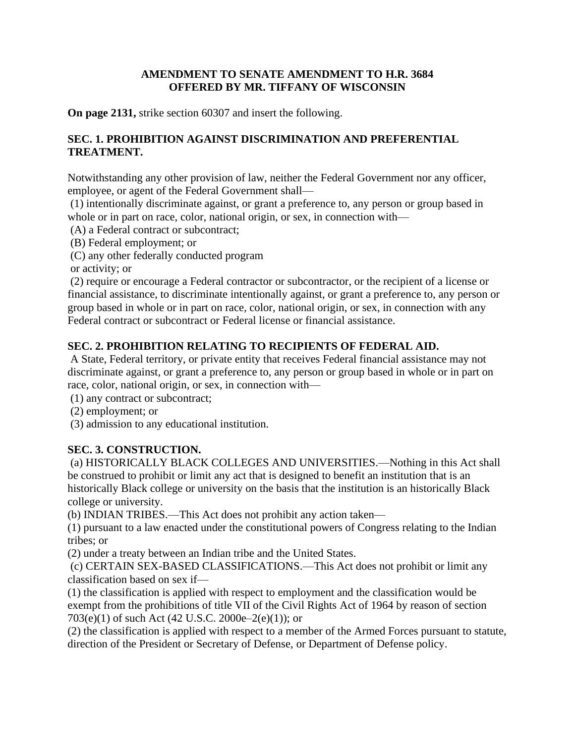**AMENDMENT TO SENATE AMENDMENT TO H.R. 3684**
**OFFERED BY MR. TIFFANY OF WISCONSIN**

**On page 2131,** strike section 60307 and insert the following.

**SEC. 1. PROHIBITION AGAINST DISCRIMINATION AND PREFERENTIAL TREATMENT.**

Notwithstanding any other provision of law, neither the Federal Government nor any officer, employee, or agent of the Federal Government shall—

(1) intentionally discriminate against, or grant a preference to, any person or group based in whole or in part on race, color, national origin, or sex, in connection with—

(A) a Federal contract or subcontract;

(B) Federal employment; or

(C) any other federally conducted program or activity; or

(2) require or encourage a Federal contractor or subcontractor, or the recipient of a license or financial assistance, to discriminate intentionally against, or grant a preference to, any person or group based in whole or in part on race, color, national origin, or sex, in connection with any Federal contract or subcontract or Federal license or financial assistance.

**SEC. 2. PROHIBITION RELATING TO RECIPIENTS OF FEDERAL AID.**

A State, Federal territory, or private entity that receives Federal financial assistance may not discriminate against, or grant a preference to, any person or group based in whole or in part on race, color, national origin, or sex, in connection with—

(1) any contract or subcontract;

(2) employment; or

(3) admission to any educational institution.

**SEC. 3. CONSTRUCTION.**

(a) HISTORICALLY BLACK COLLEGES AND UNIVERSITIES.—Nothing in this Act shall be construed to prohibit or limit any act that is designed to benefit an institution that is an historically Black college or university on the basis that the institution is an historically Black college or university.

(b) INDIAN TRIBES.—This Act does not prohibit any action taken—

(1) pursuant to a law enacted under the constitutional powers of Congress relating to the Indian tribes; or

(2) under a treaty between an Indian tribe and the United States.

(c) CERTAIN SEX-BASED CLASSIFICATIONS.—This Act does not prohibit or limit any classification based on sex if—

(1) the classification is applied with respect to employment and the classification would be exempt from the prohibitions of title VII of the Civil Rights Act of 1964 by reason of section 703(e)(1) of such Act (42 U.S.C. 2000e–2(e)(1)); or

(2) the classification is applied with respect to a member of the Armed Forces pursuant to statute, direction of the President or Secretary of Defense, or Department of Defense policy.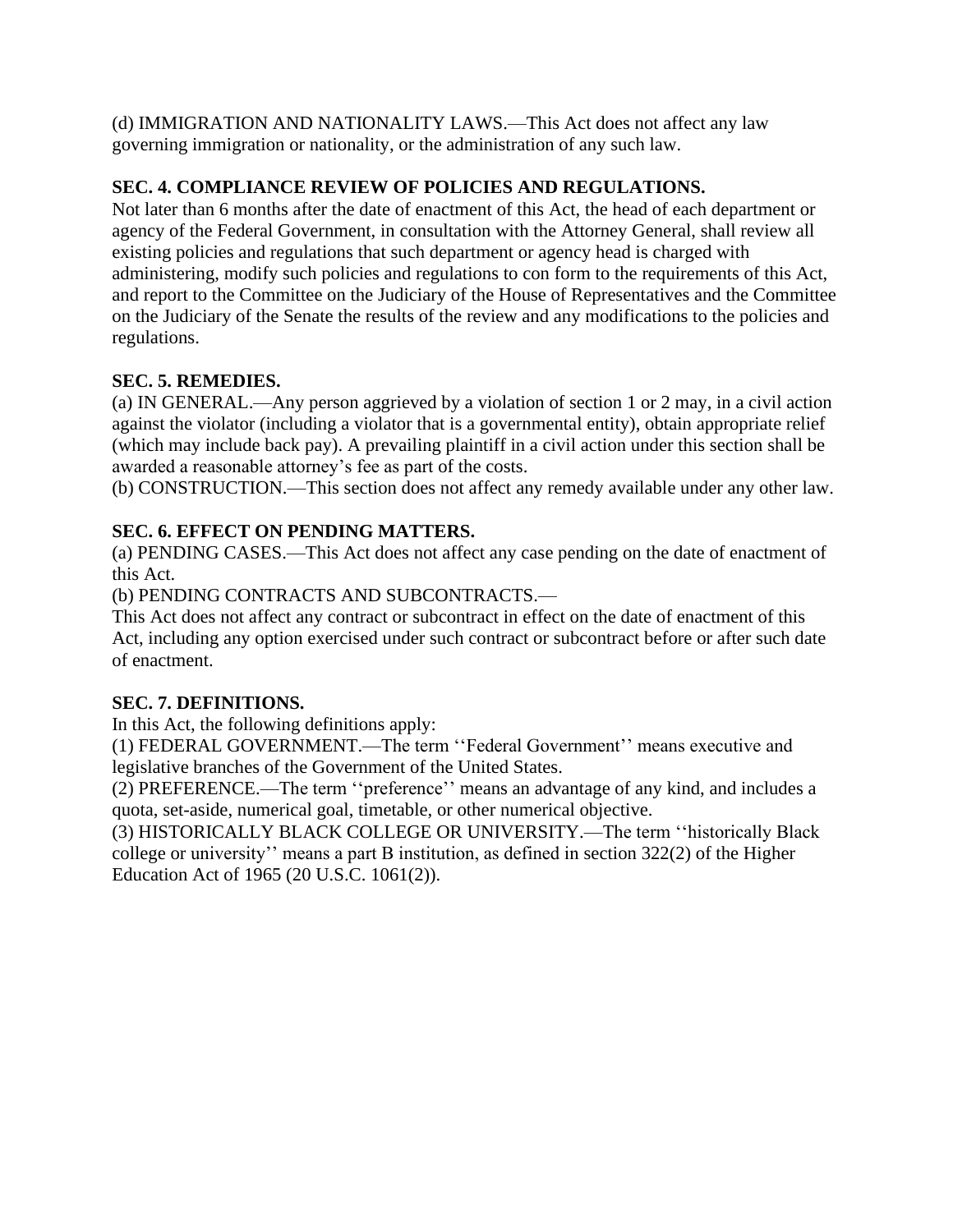(d) IMMIGRATION AND NATIONALITY LAWS.—This Act does not affect any law governing immigration or nationality, or the administration of any such law.

**SEC. 4. COMPLIANCE REVIEW OF POLICIES AND REGULATIONS.**

Not later than 6 months after the date of enactment of this Act, the head of each department or agency of the Federal Government, in consultation with the Attorney General, shall review all existing policies and regulations that such department or agency head is charged with administering, modify such policies and regulations to con form to the requirements of this Act, and report to the Committee on the Judiciary of the House of Representatives and the Committee on the Judiciary of the Senate the results of the review and any modifications to the policies and regulations.

**SEC. 5. REMEDIES.**

(a) IN GENERAL.—Any person aggrieved by a violation of section 1 or 2 may, in a civil action against the violator (including a violator that is a governmental entity), obtain appropriate relief (which may include back pay). A prevailing plaintiff in a civil action under this section shall be awarded a reasonable attorney's fee as part of the costs.

(b) CONSTRUCTION.—This section does not affect any remedy available under any other law.

**SEC. 6. EFFECT ON PENDING MATTERS.**

(a) PENDING CASES.—This Act does not affect any case pending on the date of enactment of this Act.

(b) PENDING CONTRACTS AND SUBCONTRACTS.—

This Act does not affect any contract or subcontract in effect on the date of enactment of this Act, including any option exercised under such contract or subcontract before or after such date of enactment.

**SEC. 7. DEFINITIONS.**

In this Act, the following definitions apply:

(1) FEDERAL GOVERNMENT.—The term ''Federal Government'' means executive and legislative branches of the Government of the United States.

(2) PREFERENCE.—The term ''preference'' means an advantage of any kind, and includes a quota, set-aside, numerical goal, timetable, or other numerical objective.

(3) HISTORICALLY BLACK COLLEGE OR UNIVERSITY.—The term ''historically Black college or university'' means a part B institution, as defined in section 322(2) of the Higher Education Act of 1965 (20 U.S.C. 1061(2)).